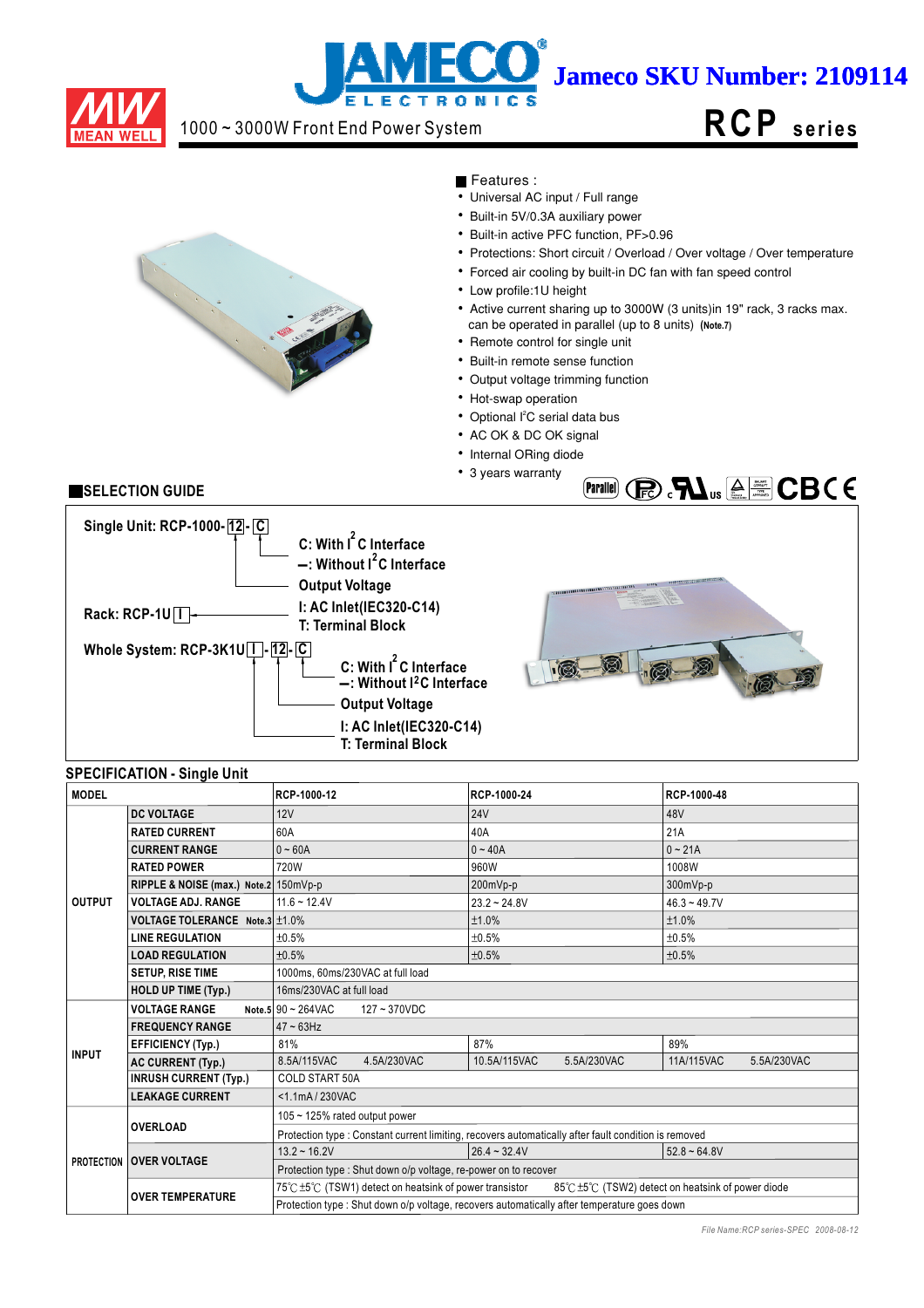Jameco SKU Number: 2109114

# 1000 ~ 3000W Front End Power System — RCP series

## Features :

- Universal AC input / Full range
- Built-in 5V/0.3A auxiliary power
- Built-in active PFC function, PF>0.96
- Protections: Short circuit / Overload / Over voltage / Over temperature
- Forced air cooling by built-in DC fan with fan speed control
- Low profile:1U height
- Active current sharing up to 3000W (3 units)in 19" rack, 3 racks max. can be operated in parallel (up to 8 units) (Note.7)
- Remote control for single unit
- Built-in remote sense function
- Output voltage trimming function
- Hot-swap operation
- Optional I²C serial data bus
- AC OK & DC OK signal
- Internal ORing diode
- 3 years warranty

## SELECTION GUIDE

Single Unit: RCP-1000- 12 - C
- C: With I²C Interface
- –: Without I²C Interface
- Output Voltage

Rack: RCP-1U I
- I: AC Inlet(IEC320-C14)
- T: Terminal Block

Whole System: RCP-3K1U I - 12 - C
- C: With I²C Interface
- –: Without I²C Interface
- Output Voltage
- I: AC Inlet(IEC320-C14)
- T: Terminal Block

## SPECIFICATION - Single Unit

| MODEL | | RCP-1000-12 | RCP-1000-24 | RCP-1000-48 |
|---|---|---|---|---|
| OUTPUT | DC VOLTAGE | 12V | 24V | 48V |
| | RATED CURRENT | 60A | 40A | 21A |
| | CURRENT RANGE | 0 ~ 60A | 0 ~ 40A | 0 ~ 21A |
| | RATED POWER | 720W | 960W | 1008W |
| | RIPPLE & NOISE (max.) Note.2 | 150mVp-p | 200mVp-p | 300mVp-p |
| | VOLTAGE ADJ. RANGE | 11.6 ~ 12.4V | 23.2 ~ 24.8V | 46.3 ~ 49.7V |
| | VOLTAGE TOLERANCE Note.3 | ±1.0% | ±1.0% | ±1.0% |
| | LINE REGULATION | ±0.5% | ±0.5% | ±0.5% |
| | LOAD REGULATION | ±0.5% | ±0.5% | ±0.5% |
| | SETUP, RISE TIME | 1000ms, 60ms/230VAC at full load | | |
| | HOLD UP TIME (Typ.) | 16ms/230VAC at full load | | |
| INPUT | VOLTAGE RANGE Note.5 | 90 ~ 264VAC 127 ~ 370VDC | | |
| | FREQUENCY RANGE | 47 ~ 63Hz | | |
| | EFFICIENCY (Typ.) | 81% | 87% | 89% |
| | AC CURRENT (Typ.) | 8.5A/115VAC 4.5A/230VAC | 10.5A/115VAC 5.5A/230VAC | 11A/115VAC 5.5A/230VAC |
| | INRUSH CURRENT (Typ.) | COLD START 50A | | |
| | LEAKAGE CURRENT | <1.1mA / 230VAC | | |
| PROTECTION | OVERLOAD | 105 ~ 125% rated output power | | |
| | | Protection type : Constant current limiting, recovers automatically after fault condition is removed | | |
| | OVER VOLTAGE | 13.2 ~ 16.2V | 26.4 ~ 32.4V | 52.8 ~ 64.8V |
| | | Protection type : Shut down o/p voltage, re-power on to recover | | |
| | OVER TEMPERATURE | 75℃ ±5℃ (TSW1) detect on heatsink of power transistor 85℃ ±5℃ (TSW2) detect on heatsink of power diode | | |
| | | Protection type : Shut down o/p voltage, recovers automatically after temperature goes down | | |

File Name:RCP series-SPEC 2008-08-12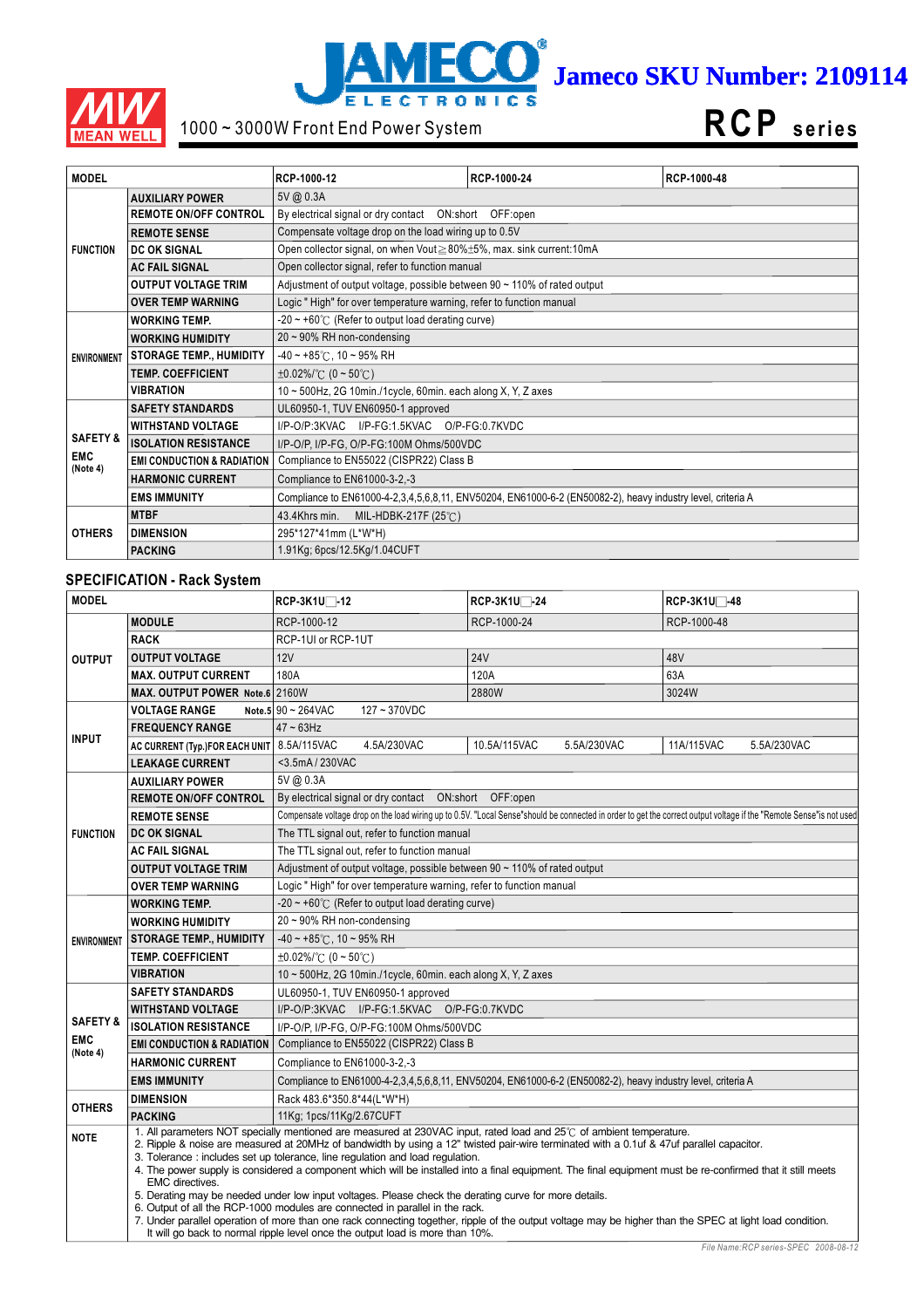Jameco SKU Number: 2109114

1000 ~ 3000W Front End Power System

# RCP series

| MODEL | | RCP-1000-12 | RCP-1000-24 | RCP-1000-48 |
|---|---|---|---|---|
| FUNCTION | AUXILIARY POWER | 5V @ 0.3A | | |
| | REMOTE ON/OFF CONTROL | By electrical signal or dry contact ON:short OFF:open | | |
| | REMOTE SENSE | Compensate voltage drop on the load wiring up to 0.5V | | |
| | DC OK SIGNAL | Open collector signal, on when Vout≧80%±5%, max. sink current:10mA | | |
| | AC FAIL SIGNAL | Open collector signal, refer to function manual | | |
| | OUTPUT VOLTAGE TRIM | Adjustment of output voltage, possible between 90 ~ 110% of rated output | | |
| | OVER TEMP WARNING | Logic " High" for over temperature warning, refer to function manual | | |
| ENVIRONMENT | WORKING TEMP. | -20 ~ +60℃ (Refer to output load derating curve) | | |
| | WORKING HUMIDITY | 20 ~ 90% RH non-condensing | | |
| | STORAGE TEMP., HUMIDITY | -40 ~ +85℃, 10 ~ 95% RH | | |
| | TEMP. COEFFICIENT | ±0.02%/℃ (0 ~ 50℃) | | |
| | VIBRATION | 10 ~ 500Hz, 2G 10min./1cycle, 60min. each along X, Y, Z axes | | |
| SAFETY & EMC (Note 4) | SAFETY STANDARDS | UL60950-1, TUV EN60950-1 approved | | |
| | WITHSTAND VOLTAGE | I/P-O/P:3KVAC I/P-FG:1.5KVAC O/P-FG:0.7KVDC | | |
| | ISOLATION RESISTANCE | I/P-O/P, I/P-FG, O/P-FG:100M Ohms/500VDC | | |
| | EMI CONDUCTION & RADIATION | Compliance to EN55022 (CISPR22) Class B | | |
| | HARMONIC CURRENT | Compliance to EN61000-3-2,-3 | | |
| | EMS IMMUNITY | Compliance to EN61000-4-2,3,4,5,6,8,11, ENV50204, EN61000-6-2 (EN50082-2), heavy industry level, criteria A | | |
| OTHERS | MTBF | 43.4Khrs min. MIL-HDBK-217F (25℃) | | |
| | DIMENSION | 295*127*41mm (L*W*H) | | |
| | PACKING | 1.91Kg; 6pcs/12.5Kg/1.04CUFT | | |

## SPECIFICATION - Rack System

| MODEL | | RCP-3K1U□-12 | RCP-3K1U□-24 | RCP-3K1U□-48 |
|---|---|---|---|---|
| OUTPUT | MODULE | RCP-1000-12 | RCP-1000-24 | RCP-1000-48 |
| | RACK | RCP-1UI or RCP-1UT | | |
| | OUTPUT VOLTAGE | 12V | 24V | 48V |
| | MAX. OUTPUT CURRENT | 180A | 120A | 63A |
| | MAX. OUTPUT POWER Note.6 | 2160W | 2880W | 3024W |
| INPUT | VOLTAGE RANGE Note.5 | 90 ~ 264VAC 127 ~ 370VDC | | |
| | FREQUENCY RANGE | 47 ~ 63Hz | | |
| | AC CURRENT (Typ.)FOR EACH UNIT | 8.5A/115VAC 4.5A/230VAC | 10.5A/115VAC 5.5A/230VAC | 11A/115VAC 5.5A/230VAC |
| | LEAKAGE CURRENT | <3.5mA / 230VAC | | |
| FUNCTION | AUXILIARY POWER | 5V @ 0.3A | | |
| | REMOTE ON/OFF CONTROL | By electrical signal or dry contact ON:short OFF:open | | |
| | REMOTE SENSE | Compensate voltage drop on the load wiring up to 0.5V. "Local Sense"should be connected in order to get the correct output voltage if the "Remote Sense"is not used | | |
| | DC OK SIGNAL | The TTL signal out, refer to function manual | | |
| | AC FAIL SIGNAL | The TTL signal out, refer to function manual | | |
| | OUTPUT VOLTAGE TRIM | Adjustment of output voltage, possible between 90 ~ 110% of rated output | | |
| | OVER TEMP WARNING | Logic " High" for over temperature warning, refer to function manual | | |
| ENVIRONMENT | WORKING TEMP. | -20 ~ +60℃ (Refer to output load derating curve) | | |
| | WORKING HUMIDITY | 20 ~ 90% RH non-condensing | | |
| | STORAGE TEMP., HUMIDITY | -40 ~ +85℃, 10 ~ 95% RH | | |
| | TEMP. COEFFICIENT | ±0.02%/℃ (0 ~ 50℃) | | |
| | VIBRATION | 10 ~ 500Hz, 2G 10min./1cycle, 60min. each along X, Y, Z axes | | |
| SAFETY & EMC (Note 4) | SAFETY STANDARDS | UL60950-1, TUV EN60950-1 approved | | |
| | WITHSTAND VOLTAGE | I/P-O/P:3KVAC I/P-FG:1.5KVAC O/P-FG:0.7KVDC | | |
| | ISOLATION RESISTANCE | I/P-O/P, I/P-FG, O/P-FG:100M Ohms/500VDC | | |
| | EMI CONDUCTION & RADIATION | Compliance to EN55022 (CISPR22) Class B | | |
| | HARMONIC CURRENT | Compliance to EN61000-3-2,-3 | | |
| | EMS IMMUNITY | Compliance to EN61000-4-2,3,4,5,6,8,11, ENV50204, EN61000-6-2 (EN50082-2), heavy industry level, criteria A | | |
| OTHERS | DIMENSION | Rack 483.6*350.8*44(L*W*H) | | |
| | PACKING | 11Kg; 1pcs/11Kg/2.67CUFT | | |

**NOTE**

1. All parameters NOT specially mentioned are measured at 230VAC input, rated load and 25℃ of ambient temperature.
2. Ripple & noise are measured at 20MHz of bandwidth by using a 12" twisted pair-wire terminated with a 0.1uf & 47uf parallel capacitor.
3. Tolerance : includes set up tolerance, line regulation and load regulation.
4. The power supply is considered a component which will be installed into a final equipment. The final equipment must be re-confirmed that it still meets EMC directives.
5. Derating may be needed under low input voltages. Please check the derating curve for more details.
6. Output of all the RCP-1000 modules are connected in parallel in the rack.
7. Under parallel operation of more than one rack connecting together, ripple of the output voltage may be higher than the SPEC at light load condition. It will go back to normal ripple level once the output load is more than 10%.

*File Name:RCP series-SPEC 2008-08-12*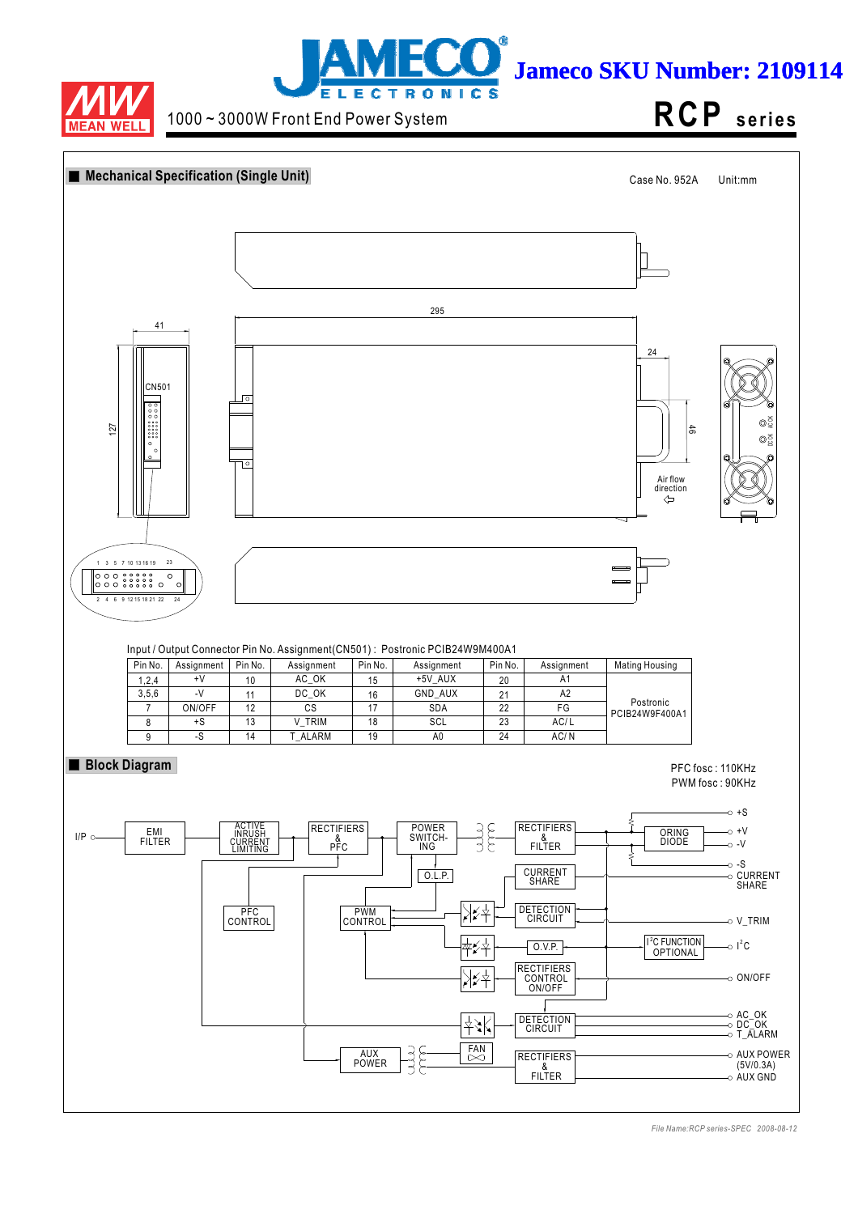Jameco SKU Number: 2109114

1000 ~ 3000W Front End Power System

**RCP series**

## Mechanical Specification (Single Unit)

Case No. 952A Unit:mm

Input / Output Connector Pin No. Assignment(CN501) : Postronic PCIB24W9M400A1

| Pin No. | Assignment | Pin No. | Assignment | Pin No. | Assignment | Pin No. | Assignment | Mating Housing |
|---|---|---|---|---|---|---|---|---|
| 1,2,4 | +V | 10 | AC_OK | 15 | +5V_AUX | 20 | A1 | |
| 3,5,6 | -V | 11 | DC_OK | 16 | GND_AUX | 21 | A2 | Postronic PCIB24W9F400A1 |
| 7 | ON/OFF | 12 | CS | 17 | SDA | 22 | FG | |
| 8 | +S | 13 | V_TRIM | 18 | SCL | 23 | AC/L | |
| 9 | -S | 14 | T_ALARM | 19 | A0 | 24 | AC/N | |

## Block Diagram

PFC fosc : 110KHz
PWM fosc : 90KHz

*File Name:RCP series-SPEC 2008-08-12*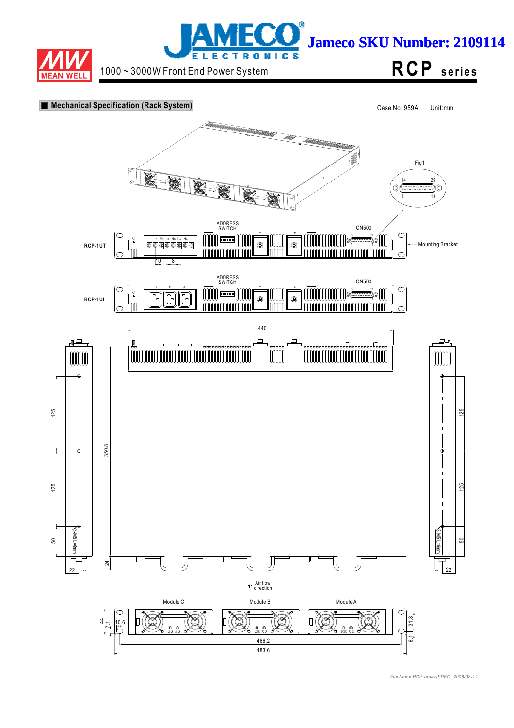Jameco SKU Number: 2109114

1000 ~ 3000W Front End Power System

**RCP series**

## Mechanical Specification (Rack System)

Case No. 959A    Unit:mm

Fig1

14    25

1    13

ADDRESS SWITCH

CN500

RCP-1UT

Mounting Bracket

10    8

ADDRESS SWITCH

CN500

RCP-1UI

440

125

125

50

350.8

3-M5 L=6mm

22

24

22

Air flow direction

Module C    Module B    Module A

44

7.1

10.6

31.8

6.1

466.2

483.6

*File Name:RCP series-SPEC 2008-08-12*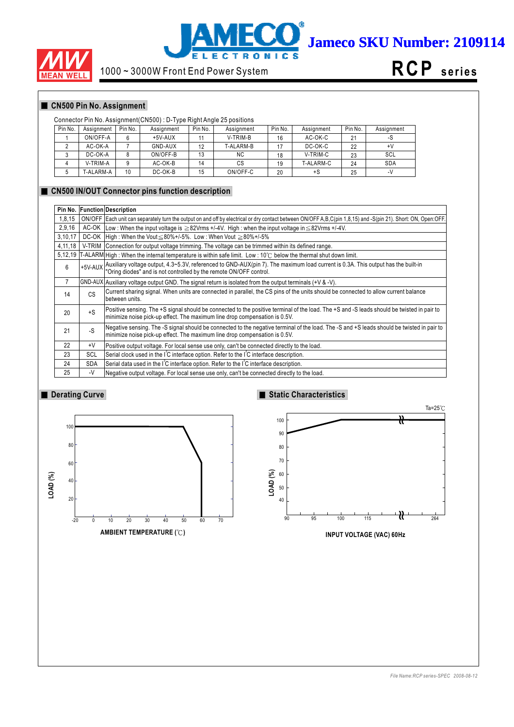## CN500 Pin No. Assignment

Connector Pin No. Assignment(CN500) : D-Type Right Angle 25 positions

| Pin No. | Assignment | Pin No. | Assignment | Pin No. | Assignment | Pin No. | Assignment | Pin No. | Assignment |
|---|---|---|---|---|---|---|---|---|---|
| 1 | ON/OFF-A | 6 | +5V-AUX | 11 | V-TRIM-B | 16 | AC-OK-C | 21 | -S |
| 2 | AC-OK-A | 7 | GND-AUX | 12 | T-ALARM-B | 17 | DC-OK-C | 22 | +V |
| 3 | DC-OK-A | 8 | ON/OFF-B | 13 | NC | 18 | V-TRIM-C | 23 | SCL |
| 4 | V-TRIM-A | 9 | AC-OK-B | 14 | CS | 19 | T-ALARM-C | 24 | SDA |
| 5 | T-ALARM-A | 10 | DC-OK-B | 15 | ON/OFF-C | 20 | +S | 25 | -V |

## CN500 IN/OUT Connector pins function description

| Pin No. | Function | Description |
|---|---|---|
| 1,8,15 | ON/OFF | Each unit can separately turn the output on and off by electrical or dry contact between ON/OFF A,B,C(pin 1,8,15) and -S(pin 21). Short: ON, Open:OFF. |
| 2,9,16 | AC-OK | Low : When the input voltage is ≧82Vrms +/-4V. High : when the input voltage in≦82Vrms +/-4V. |
| 3,10,17 | DC-OK | High : When the Vout≦80%+/-5%. Low : When Vout ≧80%+/-5% |
| 4,11,18 | V-TRIM | Connection for output voltage trimming. The voltage can be trimmed within its defined range. |
| 5,12,19 | T-ALARM | High : When the internal temperature is within safe limit. Low : 10℃ below the thermal shut down limit. |
| 6 | +5V-AUX | Auxiliary voltage output, 4.3~5.3V, referenced to GND-AUX(pin 7). The maximum load current is 0.3A. This output has the built-in "Oring diodes" and is not controlled by the remote ON/OFF control. |
| 7 | GND-AUX | Auxiliary voltage output GND. The signal return is isolated from the output terminals (+V & -V). |
| 14 | CS | Current sharing signal. When units are connected in parallel, the CS pins of the units should be connected to allow current balance between units. |
| 20 | +S | Positive sensing. The +S signal should be connected to the positive terminal of the load. The +S and -S leads should be twisted in pair to minimize noise pick-up effect. The maximum line drop compensation is 0.5V. |
| 21 | -S | Negative sensing. The -S signal should be connected to the negative terminal of the load. The -S and +S leads should be twisted in pair to minimize noise pick-up effect. The maximum line drop compensation is 0.5V. |
| 22 | +V | Positive output voltage. For local sense use only, can't be connected directly to the load. |
| 23 | SCL | Serial clock used in the I²C interface option. Refer to the I²C interface description. |
| 24 | SDA | Serial data used in the I²C interface option. Refer to the I²C interface description. |
| 25 | -V | Negative output voltage. For local sense use only, can't be connected directly to the load. |

## Derating Curve

LOAD (%) vs. AMBIENT TEMPERATURE (℃)

## Static Characteristics

Ta=25℃

LOAD (%) vs. INPUT VOLTAGE (VAC) 60Hz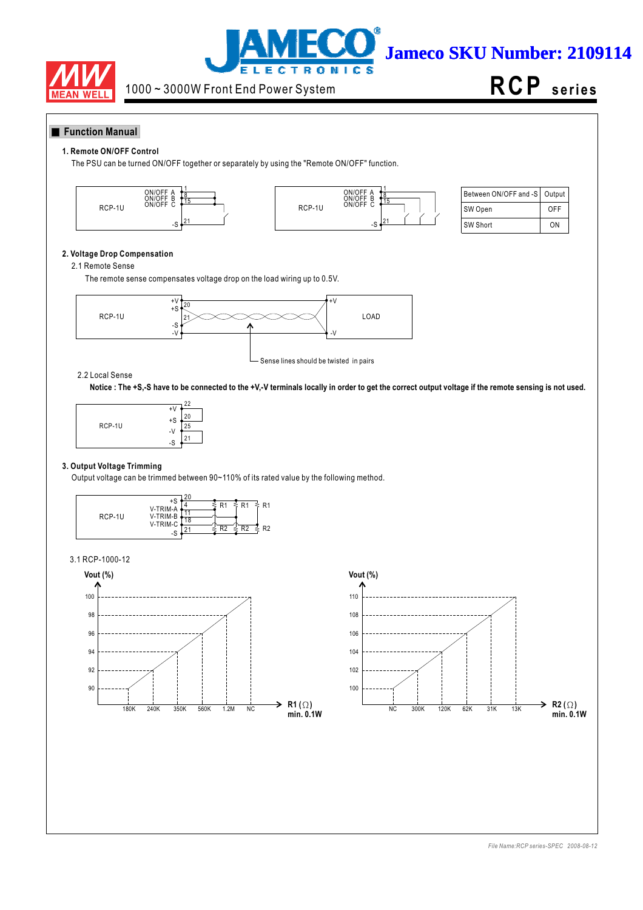## Function Manual

### 1. Remote ON/OFF Control

The PSU can be turned ON/OFF together or separately by using the "Remote ON/OFF" function.

| Between ON/OFF and -S | Output |
|---|---|
| SW Open | OFF |
| SW Short | ON |

### 2. Voltage Drop Compensation

2.1 Remote Sense

The remote sense compensates voltage drop on the load wiring up to 0.5V.

Sense lines should be twisted in pairs

2.2 Local Sense

**Notice : The +S,-S have to be connected to the +V,-V terminals locally in order to get the correct output voltage if the remote sensing is not used.**

### 3. Output Voltage Trimming

Output voltage can be trimmed between 90~110% of its rated value by the following method.

3.1 RCP-1000-12

| R1 (Ω) min. 0.1W | 180K | 240K | 350K | 560K | 1.2M | NC |
|---|---|---|---|---|---|---|
| Vout (%) | 90 | 92 | 94 | 96 | 98 | 100 |

| R2 (Ω) min. 0.1W | NC | 300K | 120K | 62K | 31K | 13K |
|---|---|---|---|---|---|---|
| Vout (%) | 100 | 102 | 104 | 106 | 108 | 110 |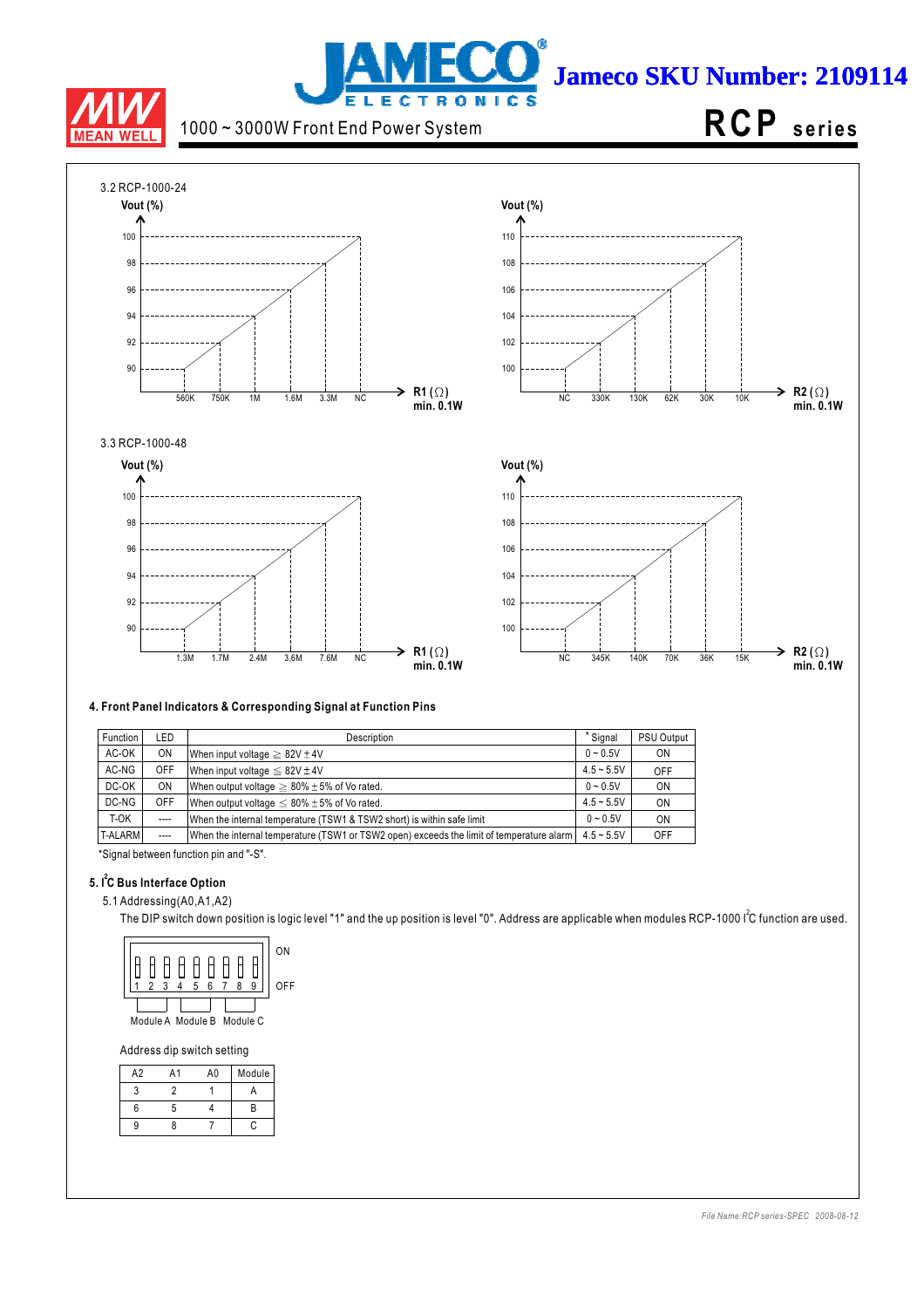### 3.2 RCP-1000-24

Vout (%)

| R1 (Ω) min. 0.1W | 560K | 750K | 1M | 1.6M | 3.3M | NC |
|---|---|---|---|---|---|---|
| Vout (%) | 90 | 92 | 94 | 96 | 98 | 100 |

Vout (%)

| R2 (Ω) min. 0.1W | NC | 330K | 130K | 62K | 30K | 10K |
|---|---|---|---|---|---|---|
| Vout (%) | 100 | 102 | 104 | 106 | 108 | 110 |

### 3.3 RCP-1000-48

Vout (%)

| R1 (Ω) min. 0.1W | 1.3M | 1.7M | 2.4M | 3.6M | 7.6M | NC |
|---|---|---|---|---|---|---|
| Vout (%) | 90 | 92 | 94 | 96 | 98 | 100 |

Vout (%)

| R2 (Ω) min. 0.1W | NC | 345K | 140K | 70K | 36K | 15K |
|---|---|---|---|---|---|---|
| Vout (%) | 100 | 102 | 104 | 106 | 108 | 110 |

## 4. Front Panel Indicators & Corresponding Signal at Function Pins

| Function | LED | Description | * Signal | PSU Output |
|---|---|---|---|---|
| AC-OK | ON | When input voltage ≧ 82V ± 4V | 0 ~ 0.5V | ON |
| AC-NG | OFF | When input voltage ≦ 82V ± 4V | 4.5 ~ 5.5V | OFF |
| DC-OK | ON | When output voltage ≧ 80% ± 5% of Vo rated. | 0 ~ 0.5V | ON |
| DC-NG | OFF | When output voltage ≦ 80% ± 5% of Vo rated. | 4.5 ~ 5.5V | ON |
| T-OK | ---- | When the internal temperature (TSW1 & TSW2 short) is within safe limit | 0 ~ 0.5V | ON |
| T-ALARM | ---- | When the internal temperature (TSW1 or TSW2 open) exceeds the limit of temperature alarm | 4.5 ~ 5.5V | OFF |

*Signal between function pin and "-S".

## 5. I²C Bus Interface Option

5.1 Addressing(A0,A1,A2)

The DIP switch down position is logic level "1" and the up position is level "0". Address are applicable when modules RCP-1000 I²C function are used.

DIP switch: 1 2 3 4 5 6 7 8 9 — ON / OFF — Module A (1-3), Module B (4-6), Module C (7-9)

Address dip switch setting

| A2 | A1 | A0 | Module |
|---|---|---|---|
| 3 | 2 | 1 | A |
| 6 | 5 | 4 | B |
| 9 | 8 | 7 | C |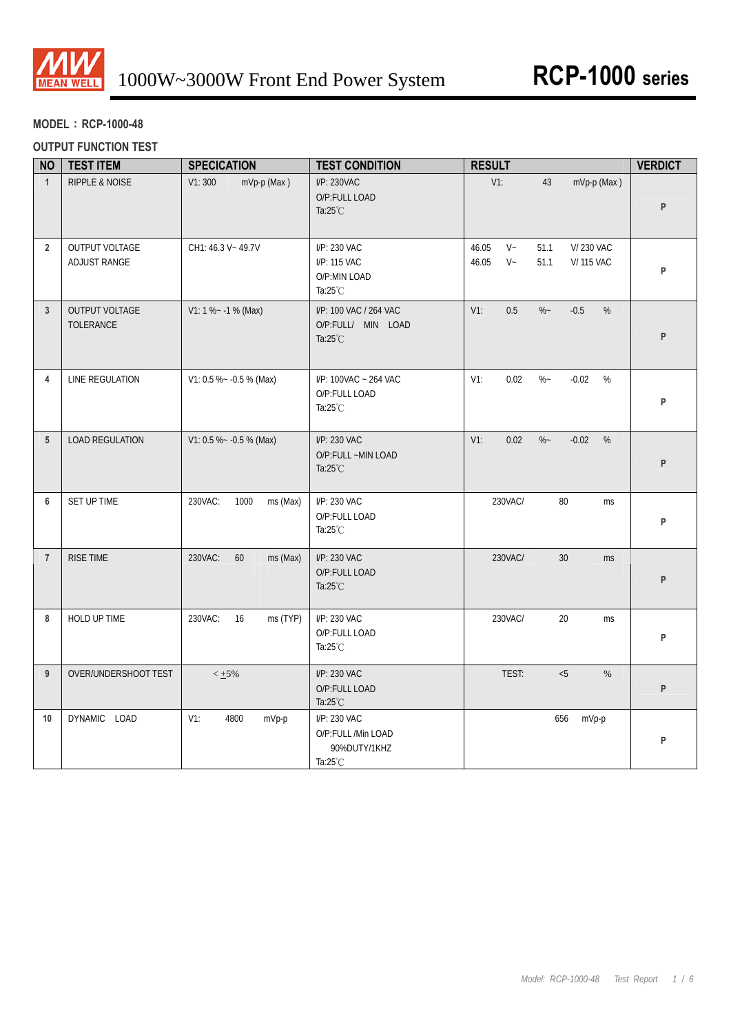MODEL：RCP-1000-48

OUTPUT FUNCTION TEST

| NO | TEST ITEM | SPECICATION | TEST CONDITION | RESULT | VERDICT |
|---|---|---|---|---|---|
| 1 | RIPPLE & NOISE | V1: 300 mVp-p (Max ) | I/P: 230VAC<br>O/P:FULL LOAD<br>Ta:25℃ | V1: 43 mVp-p (Max ) | P |
| 2 | OUTPUT VOLTAGE ADJUST RANGE | CH1: 46.3 V~ 49.7V | I/P: 230 VAC<br>I/P: 115 VAC<br>O/P:MIN LOAD<br>Ta:25℃ | 46.05 V~ 51.1 V/ 230 VAC<br>46.05 V~ 51.1 V/ 115 VAC | P |
| 3 | OUTPUT VOLTAGE TOLERANCE | V1: 1 %~ -1 % (Max) | I/P: 100 VAC / 264 VAC<br>O/P:FULL/ MIN LOAD<br>Ta:25℃ | V1: 0.5 %~ -0.5 % | P |
| 4 | LINE REGULATION | V1: 0.5 %~ -0.5 % (Max) | I/P: 100VAC ~ 264 VAC<br>O/P:FULL LOAD<br>Ta:25℃ | V1: 0.02 %~ -0.02 % | P |
| 5 | LOAD REGULATION | V1: 0.5 %~ -0.5 % (Max) | I/P: 230 VAC<br>O/P:FULL ~MIN LOAD<br>Ta:25℃ | V1: 0.02 %~ -0.02 % | P |
| 6 | SET UP TIME | 230VAC: 1000 ms (Max) | I/P: 230 VAC<br>O/P:FULL LOAD<br>Ta:25℃ | 230VAC/ 80 ms | P |
| 7 | RISE TIME | 230VAC: 60 ms (Max) | I/P: 230 VAC<br>O/P:FULL LOAD<br>Ta:25℃ | 230VAC/ 30 ms | P |
| 8 | HOLD UP TIME | 230VAC: 16 ms (TYP) | I/P: 230 VAC<br>O/P:FULL LOAD<br>Ta:25℃ | 230VAC/ 20 ms | P |
| 9 | OVER/UNDERSHOOT TEST | < ±5% | I/P: 230 VAC<br>O/P:FULL LOAD<br>Ta:25℃ | TEST: <5 % | P |
| 10 | DYNAMIC LOAD | V1: 4800 mVp-p | I/P: 230 VAC<br>O/P:FULL /Min LOAD<br>90%DUTY/1KHZ<br>Ta:25℃ | 656 mVp-p | P |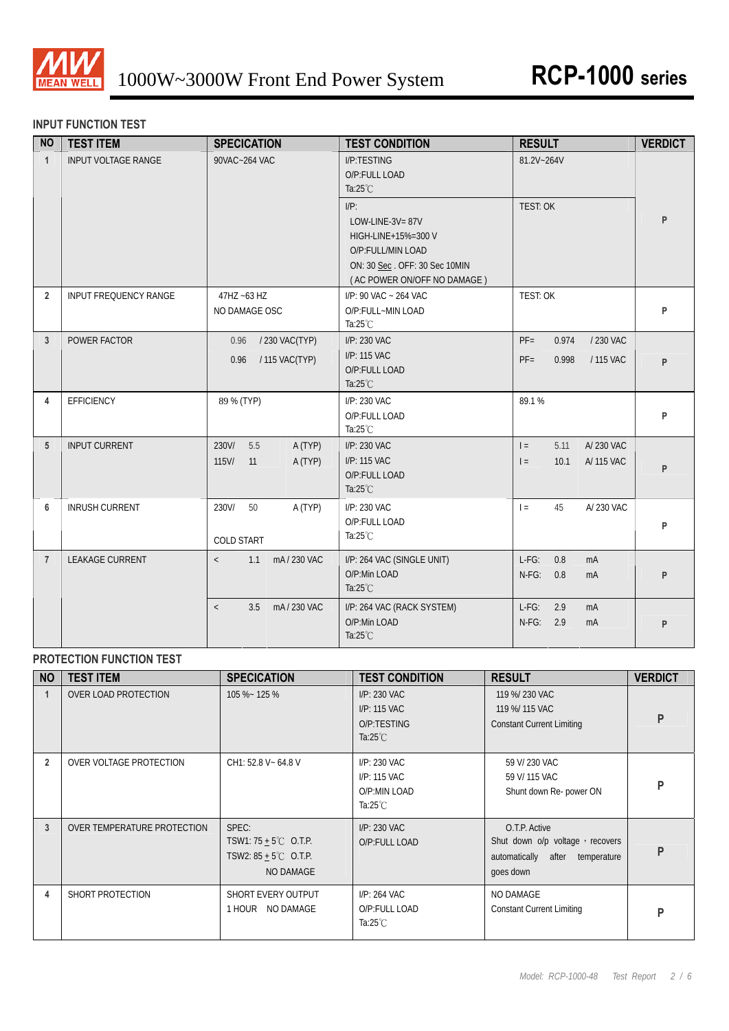## INPUT FUNCTION TEST

| NO | TEST ITEM | SPECICATION | TEST CONDITION | RESULT | VERDICT |
|---|---|---|---|---|---|
| 1 | INPUT VOLTAGE RANGE | 90VAC~264 VAC | I/P:TESTING<br>O/P:FULL LOAD<br>Ta:25℃ | 81.2V~264V | P |
| | | | I/P:<br>LOW-LINE-3V= 87V<br>HIGH-LINE+15%=300 V<br>O/P:FULL/MIN LOAD<br>ON: 30 Sec . OFF: 30 Sec 10MIN<br>( AC POWER ON/OFF NO DAMAGE ) | TEST: OK | |
| 2 | INPUT FREQUENCY RANGE | 47HZ ~63 HZ<br>NO DAMAGE OSC | I/P: 90 VAC ~ 264 VAC<br>O/P:FULL~MIN LOAD<br>Ta:25℃ | TEST: OK | P |
| 3 | POWER FACTOR | 0.96 / 230 VAC(TYP)<br>0.96 / 115 VAC(TYP) | I/P: 230 VAC<br>I/P: 115 VAC<br>O/P:FULL LOAD<br>Ta:25℃ | PF= 0.974 / 230 VAC<br>PF= 0.998 / 115 VAC | P |
| 4 | EFFICIENCY | 89 % (TYP) | I/P: 230 VAC<br>O/P:FULL LOAD<br>Ta:25℃ | 89.1 % | P |
| 5 | INPUT CURRENT | 230V/ 5.5 A (TYP)<br>115V/ 11 A (TYP) | I/P: 230 VAC<br>I/P: 115 VAC<br>O/P:FULL LOAD<br>Ta:25℃ | I = 5.11 A/ 230 VAC<br>I = 10.1 A/ 115 VAC | P |
| 6 | INRUSH CURRENT | 230V/ 50 A (TYP)<br>COLD START | I/P: 230 VAC<br>O/P:FULL LOAD<br>Ta:25℃ | I = 45 A/ 230 VAC | P |
| 7 | LEAKAGE CURRENT | < 1.1 mA / 230 VAC | I/P: 264 VAC (SINGLE UNIT)<br>O/P:Min LOAD<br>Ta:25℃ | L-FG: 0.8 mA<br>N-FG: 0.8 mA | P |
| | | < 3.5 mA / 230 VAC | I/P: 264 VAC (RACK SYSTEM)<br>O/P:Min LOAD<br>Ta:25℃ | L-FG: 2.9 mA<br>N-FG: 2.9 mA | P |

## PROTECTION FUNCTION TEST

| NO | TEST ITEM | SPECICATION | TEST CONDITION | RESULT | VERDICT |
|---|---|---|---|---|---|
| 1 | OVER LOAD PROTECTION | 105 %~ 125 % | I/P: 230 VAC<br>I/P: 115 VAC<br>O/P:TESTING<br>Ta:25℃ | 119 %/ 230 VAC<br>119 %/ 115 VAC<br>Constant Current Limiting | P |
| 2 | OVER VOLTAGE PROTECTION | CH1: 52.8 V~ 64.8 V | I/P: 230 VAC<br>I/P: 115 VAC<br>O/P:MIN LOAD<br>Ta:25℃ | 59 V/ 230 VAC<br>59 V/ 115 VAC<br>Shunt down Re- power ON | P |
| 3 | OVER TEMPERATURE PROTECTION | SPEC:<br>TSW1: 75 ± 5℃ O.T.P.<br>TSW2: 85 ± 5℃ O.T.P.<br>NO DAMAGE | I/P: 230 VAC<br>O/P:FULL LOAD | O.T.P. Active<br>Shut down o/p voltage，recovers automatically after temperature goes down | P |
| 4 | SHORT PROTECTION | SHORT EVERY OUTPUT<br>1 HOUR NO DAMAGE | I/P: 264 VAC<br>O/P:FULL LOAD<br>Ta:25℃ | NO DAMAGE<br>Constant Current Limiting | P |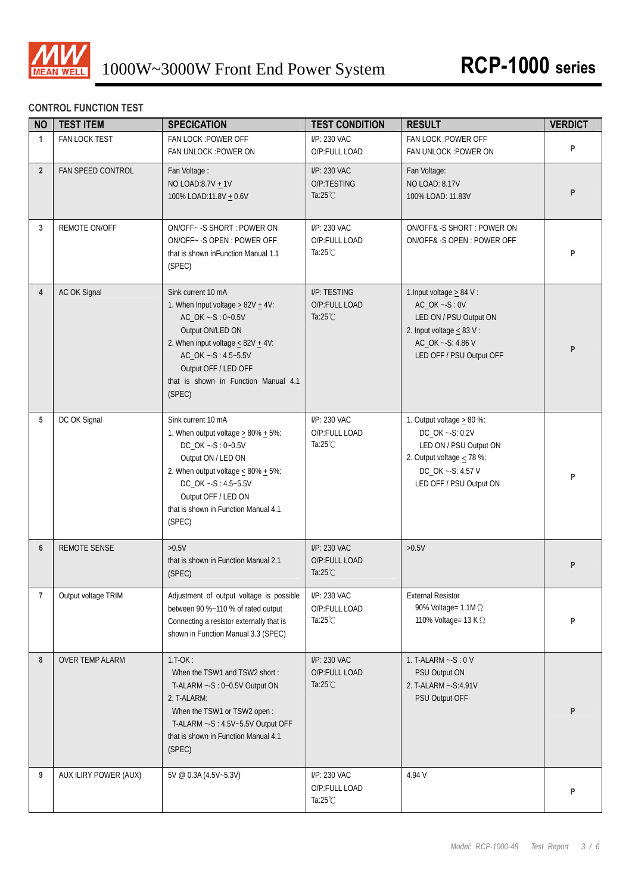## CONTROL FUNCTION TEST

| NO | TEST ITEM | SPECICATION | TEST CONDITION | RESULT | VERDICT |
|---|---|---|---|---|---|
| 1 | FAN LOCK TEST | FAN LOCK :POWER OFF<br>FAN UNLOCK :POWER ON | I/P: 230 VAC<br>O/P:FULL LOAD | FAN LOCK :POWER OFF<br>FAN UNLOCK :POWER ON | P |
| 2 | FAN SPEED CONTROL | Fan Voltage :<br>NO LOAD:8.7V ± 1V<br>100% LOAD:11.8V ± 0.6V | I/P: 230 VAC<br>O/P:TESTING<br>Ta:25℃ | Fan Voltage:<br>NO LOAD: 8.17V<br>100% LOAD: 11.83V | P |
| 3 | REMOTE ON/OFF | ON/OFF~ -S SHORT : POWER ON<br>ON/OFF~ -S OPEN : POWER OFF<br>that is shown inFunction Manual 1.1 (SPEC) | I/P: 230 VAC<br>O/P:FULL LOAD<br>Ta:25℃ | ON/OFF& -S SHORT : POWER ON<br>ON/OFF& -S OPEN : POWER OFF | P |
| 4 | AC OK Signal | Sink current 10 mA<br>1. When Input voltage ≥ 82V ± 4V:<br>AC_OK ~-S : 0~0.5V<br>Output ON/LED ON<br>2. When input voltage ≤ 82V ± 4V:<br>AC_OK ~-S : 4.5~5.5V<br>Output OFF / LED OFF<br>that is shown in Function Manual 4.1 (SPEC) | I/P: TESTING<br>O/P:FULL LOAD<br>Ta:25℃ | 1.Input voltage ≥ 84 V :<br>AC_OK ~-S : 0V<br>LED ON / PSU Output ON<br>2. Input voltage ≤ 83 V :<br>AC_OK ~-S: 4.86 V<br>LED OFF / PSU Output OFF | P |
| 5 | DC OK Signal | Sink current 10 mA<br>1. When output voltage ≥ 80% ± 5%:<br>DC_OK ~-S : 0~0.5V<br>Output ON / LED ON<br>2. When output voltage ≤ 80% ± 5%:<br>DC_OK ~-S : 4.5~5.5V<br>Output OFF / LED ON<br>that is shown in Function Manual 4.1 (SPEC) | I/P: 230 VAC<br>O/P:FULL LOAD<br>Ta:25℃ | 1. Output voltage ≥ 80 %:<br>DC_OK ~-S: 0.2V<br>LED ON / PSU Output ON<br>2. Output voltage ≤ 78 %:<br>DC_OK ~-S: 4.57 V<br>LED OFF / PSU Output ON | P |
| 6 | REMOTE SENSE | >0.5V<br>that is shown in Function Manual 2.1 (SPEC) | I/P: 230 VAC<br>O/P:FULL LOAD<br>Ta:25℃ | >0.5V | P |
| 7 | Output voltage TRIM | Adjustment of output voltage is possible between 90 %~110 % of rated output Connecting a resistor externally that is shown in Function Manual 3.3 (SPEC) | I/P: 230 VAC<br>O/P:FULL LOAD<br>Ta:25℃ | External Resistor<br>90% Voltage= 1.1M Ω<br>110% Voltage= 13 K Ω | P |
| 8 | OVER TEMP ALARM | 1.T-OK :<br>When the TSW1 and TSW2 short :<br>T-ALARM ~-S : 0~0.5V Output ON<br>2. T-ALARM:<br>When the TSW1 or TSW2 open :<br>T-ALARM ~-S : 4.5V~5.5V Output OFF<br>that is shown in Function Manual 4.1 (SPEC) | I/P: 230 VAC<br>O/P:FULL LOAD<br>Ta:25℃ | 1. T-ALARM ~-S : 0 V<br>PSU Output ON<br>2. T-ALARM ~-S:4.91V<br>PSU Output OFF | P |
| 9 | AUX ILIRY POWER (AUX) | 5V @ 0.3A (4.5V~5.3V) | I/P: 230 VAC<br>O/P:FULL LOAD<br>Ta:25℃ | 4.94 V | P |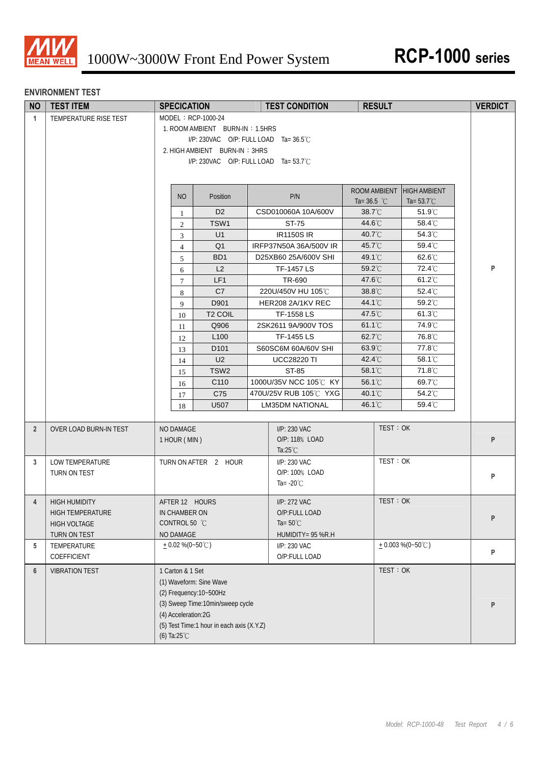## ENVIRONMENT TEST

| NO | TEST ITEM | SPECICATION | TEST CONDITION | RESULT | VERDICT |
|---|---|---|---|---|---|
| 1 | TEMPERATURE RISE TEST | MODEL：RCP-1000-24<br>1. ROOM AMBIENT BURN-IN：1.5HRS<br>I/P: 230VAC O/P: FULL LOAD Ta= 36.5℃<br>2. HIGH AMBIENT BURN-IN：3HRS<br>I/P: 230VAC O/P: FULL LOAD Ta= 53.7℃ | | | P |

| NO | Position | P/N | ROOM AMBIENT Ta= 36.5 ℃ | HIGH AMBIENT Ta= 53.7℃ |
|---|---|---|---|---|
| 1 | D2 | CSD010060A 10A/600V | 38.7℃ | 51.9℃ |
| 2 | TSW1 | ST-75 | 44.6℃ | 58.4℃ |
| 3 | U1 | IR1150S IR | 40.7℃ | 54.3℃ |
| 4 | Q1 | IRFP37N50A 36A/500V IR | 45.7℃ | 59.4℃ |
| 5 | BD1 | D25XB60 25A/600V SHI | 49.1℃ | 62.6℃ |
| 6 | L2 | TF-1457 LS | 59.2℃ | 72.4℃ |
| 7 | LF1 | TR-690 | 47.6℃ | 61.2℃ |
| 8 | C7 | 220U/450V HU 105℃ | 38.8℃ | 52.4℃ |
| 9 | D901 | HER208 2A/1KV REC | 44.1℃ | 59.2℃ |
| 10 | T2 COIL | TF-1558 LS | 47.5℃ | 61.3℃ |
| 11 | Q906 | 2SK2611 9A/900V TOS | 61.1℃ | 74.9℃ |
| 12 | L100 | TF-1455 LS | 62.7℃ | 76.8℃ |
| 13 | D101 | S60SC6M 60A/60V SHI | 63.9℃ | 77.8℃ |
| 14 | U2 | UCC28220 TI | 42.4℃ | 58.1℃ |
| 15 | TSW2 | ST-85 | 58.1℃ | 71.8℃ |
| 16 | C110 | 1000U/35V NCC 105℃ KY | 56.1℃ | 69.7℃ |
| 17 | C75 | 470U/25V RUB 105℃ YXG | 40.1℃ | 54.2℃ |
| 18 | U507 | LM35DM NATIONAL | 46.1℃ | 59.4℃ |

| NO | TEST ITEM | SPECICATION | TEST CONDITION | RESULT | VERDICT |
|---|---|---|---|---|---|
| 2 | OVER LOAD BURN-IN TEST | NO DAMAGE<br>1 HOUR ( MIN ) | I/P: 230 VAC<br>O/P: 118% LOAD<br>Ta:25℃ | TEST：OK | P |
| 3 | LOW TEMPERATURE TURN ON TEST | TURN ON AFTER 2 HOUR | I/P: 230 VAC<br>O/P: 100% LOAD<br>Ta= -20℃ | TEST：OK | P |
| 4 | HIGH HUMIDITY HIGH TEMPERATURE HIGH VOLTAGE TURN ON TEST | AFTER 12 HOURS<br>IN CHAMBER ON<br>CONTROL 50 ℃<br>NO DAMAGE | I/P: 272 VAC<br>O/P:FULL LOAD<br>Ta= 50℃<br>HUMIDITY= 95 %R.H | TEST：OK | P |
| 5 | TEMPERATURE COEFFICIENT | ± 0.02 %(0~50℃) | I/P: 230 VAC<br>O/P:FULL LOAD | ± 0.003 %(0~50℃) | P |
| 6 | VIBRATION TEST | 1 Carton & 1 Set<br>(1) Waveform: Sine Wave<br>(2) Frequency:10~500Hz<br>(3) Sweep Time:10min/sweep cycle<br>(4) Acceleration:2G<br>(5) Test Time:1 hour in each axis (X.Y.Z)<br>(6) Ta:25℃ | | TEST：OK | P |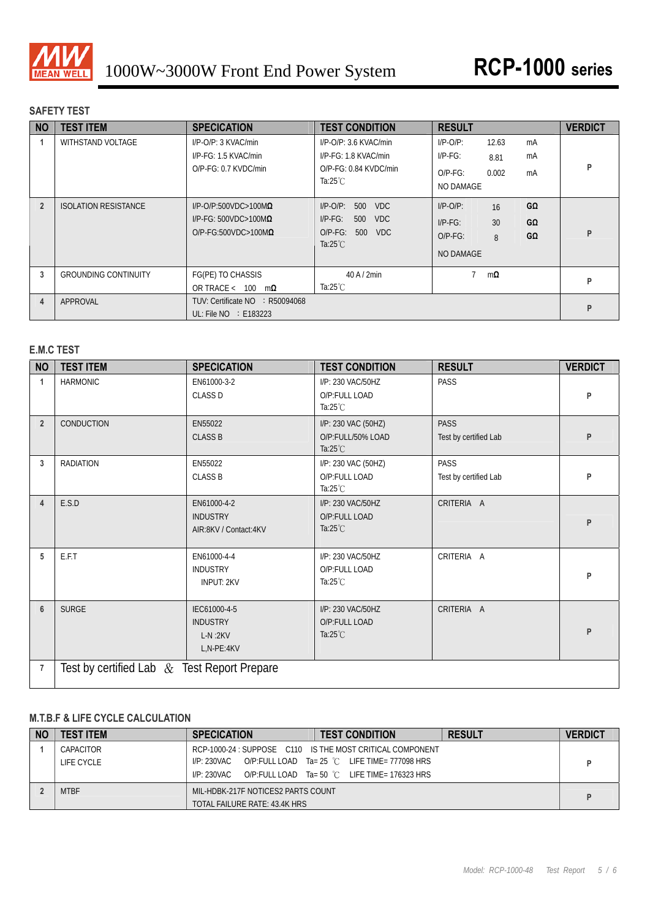## SAFETY TEST

| NO | TEST ITEM | SPECICATION | TEST CONDITION | RESULT | VERDICT |
|---|---|---|---|---|---|
| 1 | WITHSTAND VOLTAGE | I/P-O/P: 3 KVAC/min<br>I/P-FG: 1.5 KVAC/min<br>O/P-FG: 0.7 KVDC/min | I/P-O/P: 3.6 KVAC/min<br>I/P-FG: 1.8 KVAC/min<br>O/P-FG: 0.84 KVDC/min<br>Ta:25℃ | I/P-O/P: 12.63 mA<br>I/P-FG: 8.81 mA<br>O/P-FG: 0.002 mA<br>NO DAMAGE | P |
| 2 | ISOLATION RESISTANCE | I/P-O/P:500VDC>100MΩ<br>I/P-FG: 500VDC>100MΩ<br>O/P-FG:500VDC>100MΩ | I/P-O/P: 500 VDC<br>I/P-FG: 500 VDC<br>O/P-FG: 500 VDC<br>Ta:25℃ | I/P-O/P: 16 GΩ<br>I/P-FG: 30 GΩ<br>O/P-FG: 8 GΩ<br>NO DAMAGE | P |
| 3 | GROUNDING CONTINUITY | FG(PE) TO CHASSIS<br>OR TRACE < 100 mΩ | 40 A / 2min<br>Ta:25℃ | 7 mΩ | P |
| 4 | APPROVAL | TUV: Certificate NO : R50094068<br>UL: File NO : E183223 | | | P |

## E.M.C TEST

| NO | TEST ITEM | SPECICATION | TEST CONDITION | RESULT | VERDICT |
|---|---|---|---|---|---|
| 1 | HARMONIC | EN61000-3-2<br>CLASS D | I/P: 230 VAC/50HZ<br>O/P:FULL LOAD<br>Ta:25℃ | PASS | P |
| 2 | CONDUCTION | EN55022<br>CLASS B | I/P: 230 VAC (50HZ)<br>O/P:FULL/50% LOAD<br>Ta:25℃ | PASS<br>Test by certified Lab | P |
| 3 | RADIATION | EN55022<br>CLASS B | I/P: 230 VAC (50HZ)<br>O/P:FULL LOAD<br>Ta:25℃ | PASS<br>Test by certified Lab | P |
| 4 | E.S.D | EN61000-4-2<br>INDUSTRY<br>AIR:8KV / Contact:4KV | I/P: 230 VAC/50HZ<br>O/P:FULL LOAD<br>Ta:25℃ | CRITERIA A | P |
| 5 | E.F.T | EN61000-4-4<br>INDUSTRY<br>INPUT: 2KV | I/P: 230 VAC/50HZ<br>O/P:FULL LOAD<br>Ta:25℃ | CRITERIA A | P |
| 6 | SURGE | IEC61000-4-5<br>INDUSTRY<br>L-N :2KV<br>L,N-PE:4KV | I/P: 230 VAC/50HZ<br>O/P:FULL LOAD<br>Ta:25℃ | CRITERIA A | P |
| 7 | Test by certified Lab & Test Report Prepare | | | | |

## M.T.B.F & LIFE CYCLE CALCULATION

| NO | TEST ITEM | SPECICATION | TEST CONDITION | RESULT | VERDICT |
|---|---|---|---|---|---|
| 1 | CAPACITOR LIFE CYCLE | RCP-1000-24 : SUPPOSE C110 IS THE MOST CRITICAL COMPONENT<br>I/P: 230VAC O/P:FULL LOAD Ta= 25 ℃ LIFE TIME= 777098 HRS<br>I/P: 230VAC O/P:FULL LOAD Ta= 50 ℃ LIFE TIME= 176323 HRS | | | P |
| 2 | MTBF | MIL-HDBK-217F NOTICES2 PARTS COUNT<br>TOTAL FAILURE RATE: 43.4K HRS | | | P |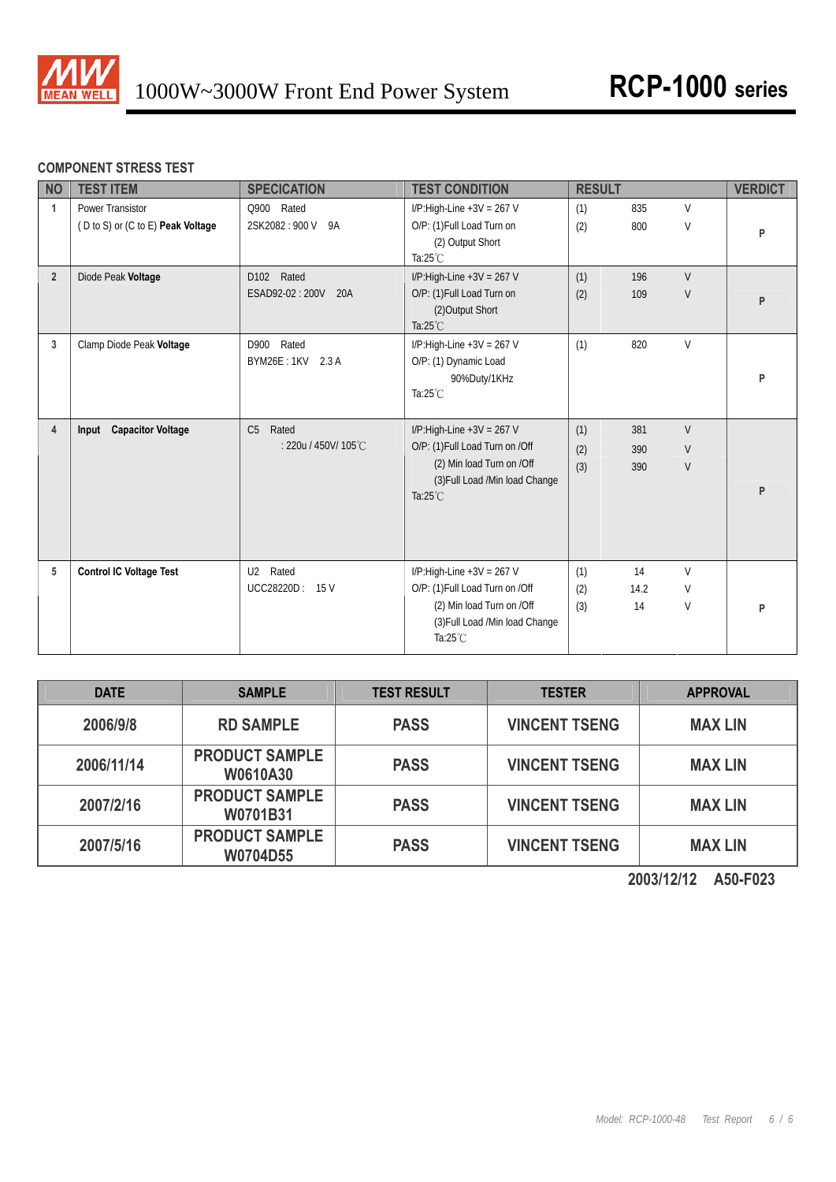## COMPONENT STRESS TEST

| NO | TEST ITEM | SPECICATION | TEST CONDITION | RESULT | | | VERDICT |
|---|---|---|---|---|---|---|---|
| 1 | Power Transistor<br>( D to S) or (C to E) **Peak Voltage** | Q900 Rated<br>2SK2082 : 900 V 9A | I/P:High-Line +3V = 267 V<br>O/P: (1)Full Load Turn on<br>(2) Output Short<br>Ta:25℃ | (1)<br>(2) | 835<br>800 | V<br>V | P |
| 2 | Diode Peak **Voltage** | D102 Rated<br>ESAD92-02 : 200V 20A | I/P:High-Line +3V = 267 V<br>O/P: (1)Full Load Turn on<br>(2)Output Short<br>Ta:25℃ | (1)<br>(2) | 196<br>109 | V<br>V | P |
| 3 | Clamp Diode Peak **Voltage** | D900 Rated<br>BYM26E : 1KV 2.3 A | I/P:High-Line +3V = 267 V<br>O/P: (1) Dynamic Load<br>90%Duty/1KHz<br>Ta:25℃ | (1) | 820 | V | P |
| 4 | **Input Capacitor Voltage** | C5 Rated<br>: 220u / 450V/ 105℃ | I/P:High-Line +3V = 267 V<br>O/P: (1)Full Load Turn on /Off<br>(2) Min load Turn on /Off<br>(3)Full Load /Min load Change<br>Ta:25℃ | (1)<br>(2)<br>(3) | 381<br>390<br>390 | V<br>V<br>V | P |
| 5 | **Control IC Voltage Test** | U2 Rated<br>UCC28220D : 15 V | I/P:High-Line +3V = 267 V<br>O/P: (1)Full Load Turn on /Off<br>(2) Min load Turn on /Off<br>(3)Full Load /Min load Change<br>Ta:25℃ | (1)<br>(2)<br>(3) | 14<br>14.2<br>14 | V<br>V<br>V | P |

| DATE | SAMPLE | TEST RESULT | TESTER | APPROVAL |
|---|---|---|---|---|
| 2006/9/8 | RD SAMPLE | PASS | VINCENT TSENG | MAX LIN |
| 2006/11/14 | PRODUCT SAMPLE W0610A30 | PASS | VINCENT TSENG | MAX LIN |
| 2007/2/16 | PRODUCT SAMPLE W0701B31 | PASS | VINCENT TSENG | MAX LIN |
| 2007/5/16 | PRODUCT SAMPLE W0704D55 | PASS | VINCENT TSENG | MAX LIN |

2003/12/12 A50-F023